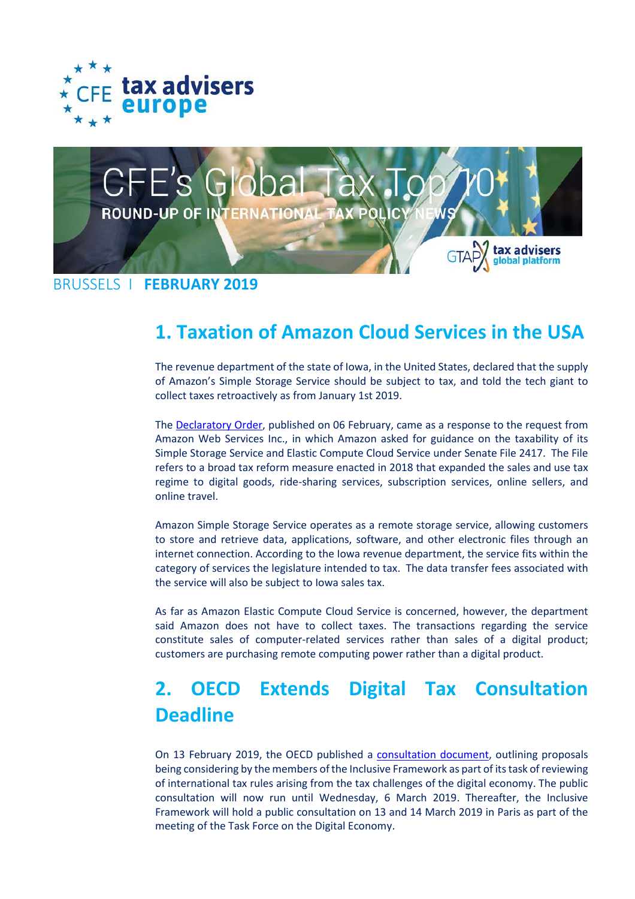CFE tax advisers europe

# CFE's Global Tax Top 10

ROUND-UP OF INTERNATIONAL TAX POLICY NEWS

BRUSSELS | **FEBRUARY 2019**

## 1. Taxation of Amazon Cloud Services in the USA

The revenue department of the state of Iowa, in the United States, declared that the supply of Amazon's Simple Storage Service should be subject to tax, and told the tech giant to collect taxes retroactively as from January 1st 2019.

The Declaratory Order, published on 06 February, came as a response to the request from Amazon Web Services Inc., in which Amazon asked for guidance on the taxability of its Simple Storage Service and Elastic Compute Cloud Service under Senate File 2417. The File refers to a broad tax reform measure enacted in 2018 that expanded the sales and use tax regime to digital goods, ride-sharing services, subscription services, online sellers, and online travel.

Amazon Simple Storage Service operates as a remote storage service, allowing customers to store and retrieve data, applications, software, and other electronic files through an internet connection. According to the Iowa revenue department, the service fits within the category of services the legislature intended to tax. The data transfer fees associated with the service will also be subject to Iowa sales tax.

As far as Amazon Elastic Compute Cloud Service is concerned, however, the department said Amazon does not have to collect taxes. The transactions regarding the service constitute sales of computer-related services rather than sales of a digital product; customers are purchasing remote computing power rather than a digital product.

## 2. OECD Extends Digital Tax Consultation Deadline

On 13 February 2019, the OECD published a consultation document, outlining proposals being considering by the members of the Inclusive Framework as part of its task of reviewing of international tax rules arising from the tax challenges of the digital economy. The public consultation will now run until Wednesday, 6 March 2019. Thereafter, the Inclusive Framework will hold a public consultation on 13 and 14 March 2019 in Paris as part of the meeting of the Task Force on the Digital Economy.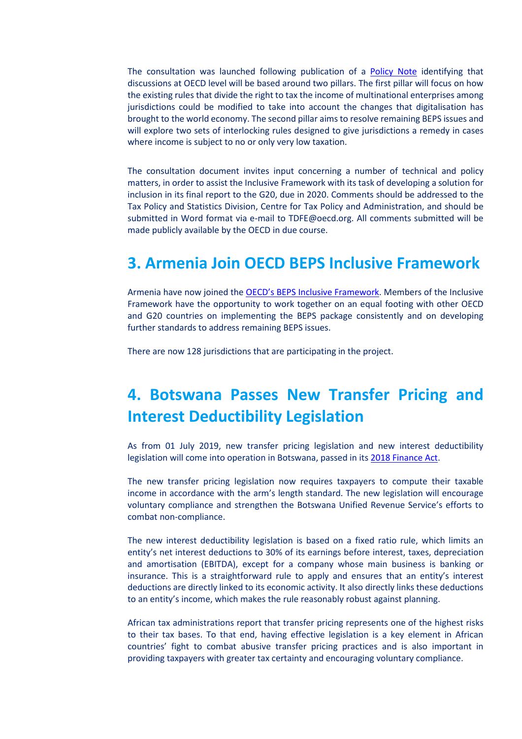The consultation was launched following publication of a [Policy Note](Policy Note) identifying that discussions at OECD level will be based around two pillars. The first pillar will focus on how the existing rules that divide the right to tax the income of multinational enterprises among jurisdictions could be modified to take into account the changes that digitalisation has brought to the world economy. The second pillar aims to resolve remaining BEPS issues and will explore two sets of interlocking rules designed to give jurisdictions a remedy in cases where income is subject to no or only very low taxation.

The consultation document invites input concerning a number of technical and policy matters, in order to assist the Inclusive Framework with its task of developing a solution for inclusion in its final report to the G20, due in 2020. Comments should be addressed to the Tax Policy and Statistics Division, Centre for Tax Policy and Administration, and should be submitted in Word format via e-mail to TDFE@oecd.org. All comments submitted will be made publicly available by the OECD in due course.

## 3. Armenia Join OECD BEPS Inclusive Framework

Armenia have now joined the OECD's BEPS Inclusive Framework. Members of the Inclusive Framework have the opportunity to work together on an equal footing with other OECD and G20 countries on implementing the BEPS package consistently and on developing further standards to address remaining BEPS issues.

There are now 128 jurisdictions that are participating in the project.

## 4. Botswana Passes New Transfer Pricing and Interest Deductibility Legislation

As from 01 July 2019, new transfer pricing legislation and new interest deductibility legislation will come into operation in Botswana, passed in its 2018 Finance Act.

The new transfer pricing legislation now requires taxpayers to compute their taxable income in accordance with the arm's length standard. The new legislation will encourage voluntary compliance and strengthen the Botswana Unified Revenue Service's efforts to combat non-compliance.

The new interest deductibility legislation is based on a fixed ratio rule, which limits an entity's net interest deductions to 30% of its earnings before interest, taxes, depreciation and amortisation (EBITDA), except for a company whose main business is banking or insurance. This is a straightforward rule to apply and ensures that an entity's interest deductions are directly linked to its economic activity. It also directly links these deductions to an entity's income, which makes the rule reasonably robust against planning.

African tax administrations report that transfer pricing represents one of the highest risks to their tax bases. To that end, having effective legislation is a key element in African countries' fight to combat abusive transfer pricing practices and is also important in providing taxpayers with greater tax certainty and encouraging voluntary compliance.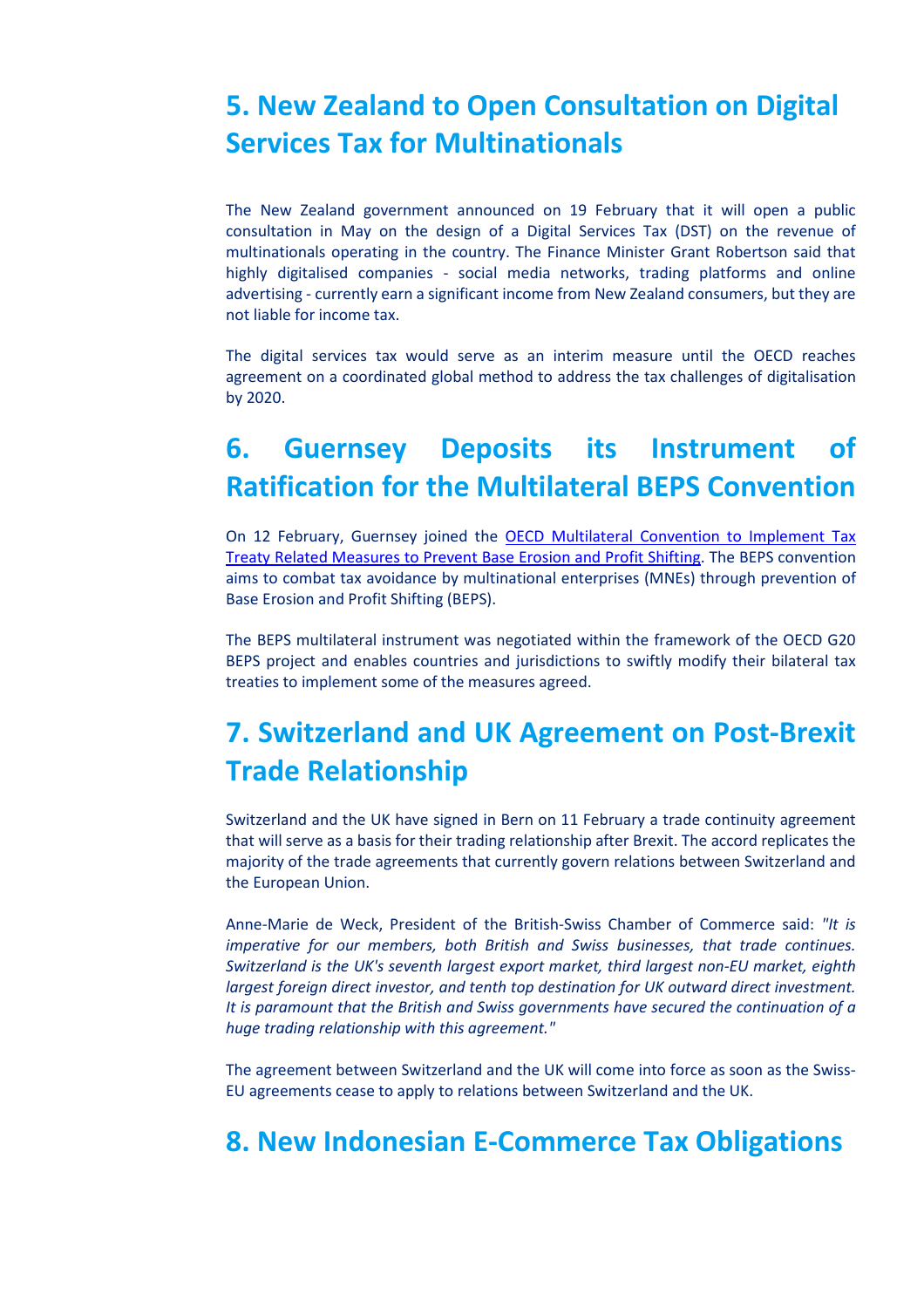## 5. New Zealand to Open Consultation on Digital Services Tax for Multinationals

The New Zealand government announced on 19 February that it will open a public consultation in May on the design of a Digital Services Tax (DST) on the revenue of multinationals operating in the country. The Finance Minister Grant Robertson said that highly digitalised companies - social media networks, trading platforms and online advertising - currently earn a significant income from New Zealand consumers, but they are not liable for income tax.

The digital services tax would serve as an interim measure until the OECD reaches agreement on a coordinated global method to address the tax challenges of digitalisation by 2020.

## 6. Guernsey Deposits its Instrument of Ratification for the Multilateral BEPS Convention

On 12 February, Guernsey joined the OECD Multilateral Convention to Implement Tax Treaty Related Measures to Prevent Base Erosion and Profit Shifting. The BEPS convention aims to combat tax avoidance by multinational enterprises (MNEs) through prevention of Base Erosion and Profit Shifting (BEPS).

The BEPS multilateral instrument was negotiated within the framework of the OECD G20 BEPS project and enables countries and jurisdictions to swiftly modify their bilateral tax treaties to implement some of the measures agreed.

## 7. Switzerland and UK Agreement on Post-Brexit Trade Relationship

Switzerland and the UK have signed in Bern on 11 February a trade continuity agreement that will serve as a basis for their trading relationship after Brexit. The accord replicates the majority of the trade agreements that currently govern relations between Switzerland and the European Union.

Anne-Marie de Weck, President of the British-Swiss Chamber of Commerce said: *"It is imperative for our members, both British and Swiss businesses, that trade continues. Switzerland is the UK's seventh largest export market, third largest non-EU market, eighth largest foreign direct investor, and tenth top destination for UK outward direct investment. It is paramount that the British and Swiss governments have secured the continuation of a huge trading relationship with this agreement."*

The agreement between Switzerland and the UK will come into force as soon as the Swiss-EU agreements cease to apply to relations between Switzerland and the UK.

## 8. New Indonesian E-Commerce Tax Obligations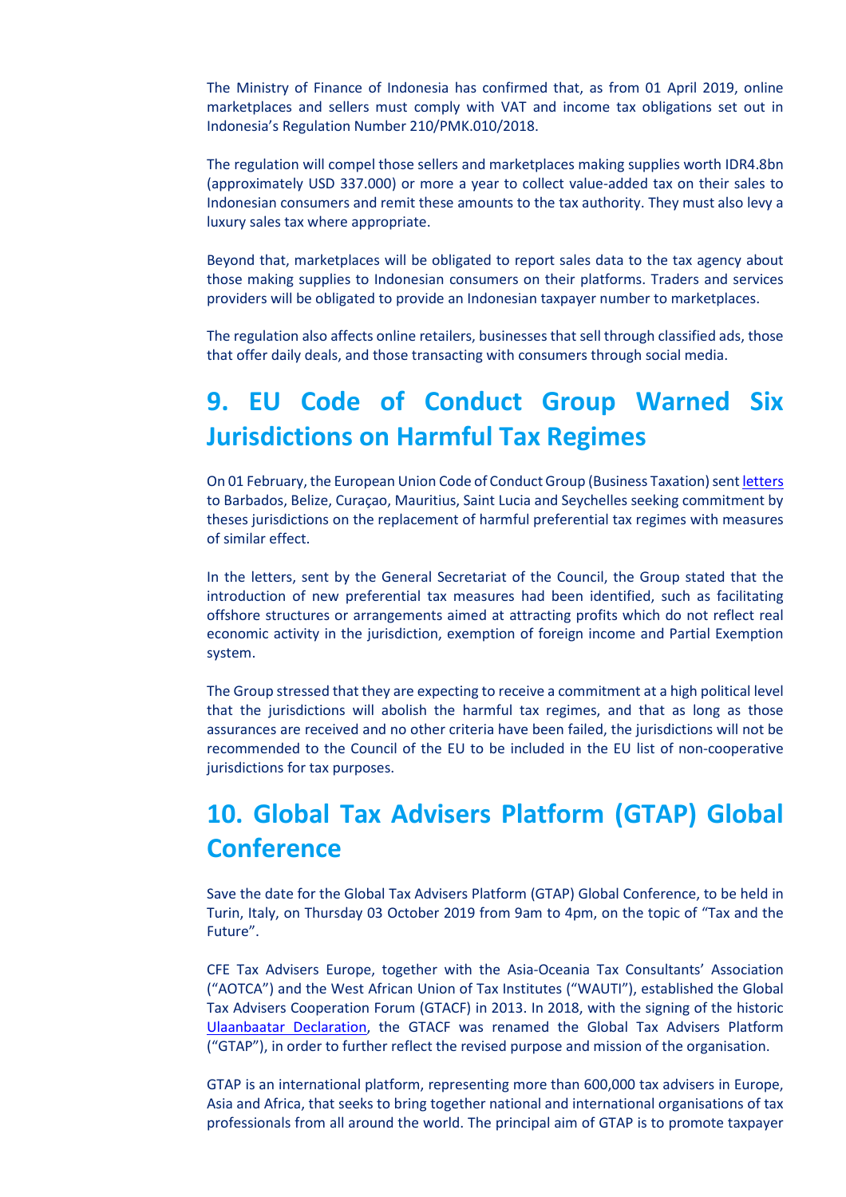The Ministry of Finance of Indonesia has confirmed that, as from 01 April 2019, online marketplaces and sellers must comply with VAT and income tax obligations set out in Indonesia's Regulation Number 210/PMK.010/2018.

The regulation will compel those sellers and marketplaces making supplies worth IDR4.8bn (approximately USD 337.000) or more a year to collect value-added tax on their sales to Indonesian consumers and remit these amounts to the tax authority. They must also levy a luxury sales tax where appropriate.

Beyond that, marketplaces will be obligated to report sales data to the tax agency about those making supplies to Indonesian consumers on their platforms. Traders and services providers will be obligated to provide an Indonesian taxpayer number to marketplaces.

The regulation also affects online retailers, businesses that sell through classified ads, those that offer daily deals, and those transacting with consumers through social media.

## 9. EU Code of Conduct Group Warned Six Jurisdictions on Harmful Tax Regimes

On 01 February, the European Union Code of Conduct Group (Business Taxation) sent letters to Barbados, Belize, Curaçao, Mauritius, Saint Lucia and Seychelles seeking commitment by theses jurisdictions on the replacement of harmful preferential tax regimes with measures of similar effect.

In the letters, sent by the General Secretariat of the Council, the Group stated that the introduction of new preferential tax measures had been identified, such as facilitating offshore structures or arrangements aimed at attracting profits which do not reflect real economic activity in the jurisdiction, exemption of foreign income and Partial Exemption system.

The Group stressed that they are expecting to receive a commitment at a high political level that the jurisdictions will abolish the harmful tax regimes, and that as long as those assurances are received and no other criteria have been failed, the jurisdictions will not be recommended to the Council of the EU to be included in the EU list of non-cooperative jurisdictions for tax purposes.

## 10. Global Tax Advisers Platform (GTAP) Global Conference

Save the date for the Global Tax Advisers Platform (GTAP) Global Conference, to be held in Turin, Italy, on Thursday 03 October 2019 from 9am to 4pm, on the topic of "Tax and the Future".

CFE Tax Advisers Europe, together with the Asia-Oceania Tax Consultants' Association ("AOTCA") and the West African Union of Tax Institutes ("WAUTI"), established the Global Tax Advisers Cooperation Forum (GTACF) in 2013. In 2018, with the signing of the historic Ulaanbaatar Declaration, the GTACF was renamed the Global Tax Advisers Platform ("GTAP"), in order to further reflect the revised purpose and mission of the organisation.

GTAP is an international platform, representing more than 600,000 tax advisers in Europe, Asia and Africa, that seeks to bring together national and international organisations of tax professionals from all around the world. The principal aim of GTAP is to promote taxpayer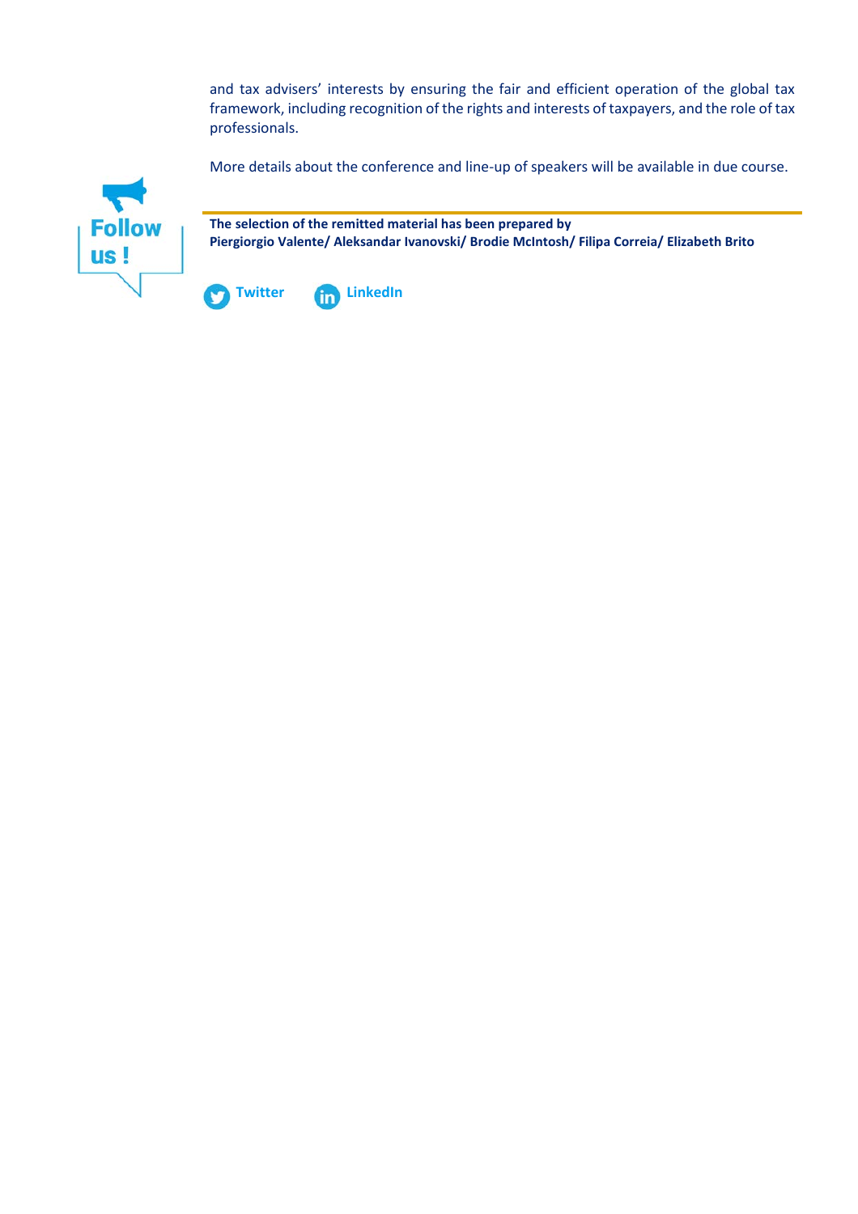and tax advisers' interests by ensuring the fair and efficient operation of the global tax framework, including recognition of the rights and interests of taxpayers, and the role of tax professionals.

More details about the conference and line-up of speakers will be available in due course.

**Follow us !**

---

**The selection of the remitted material has been prepared by**
**Piergiorgio Valente/ Aleksandar Ivanovski/ Brodie McIntosh/ Filipa Correia/ Elizabeth Brito**

Twitter    LinkedIn